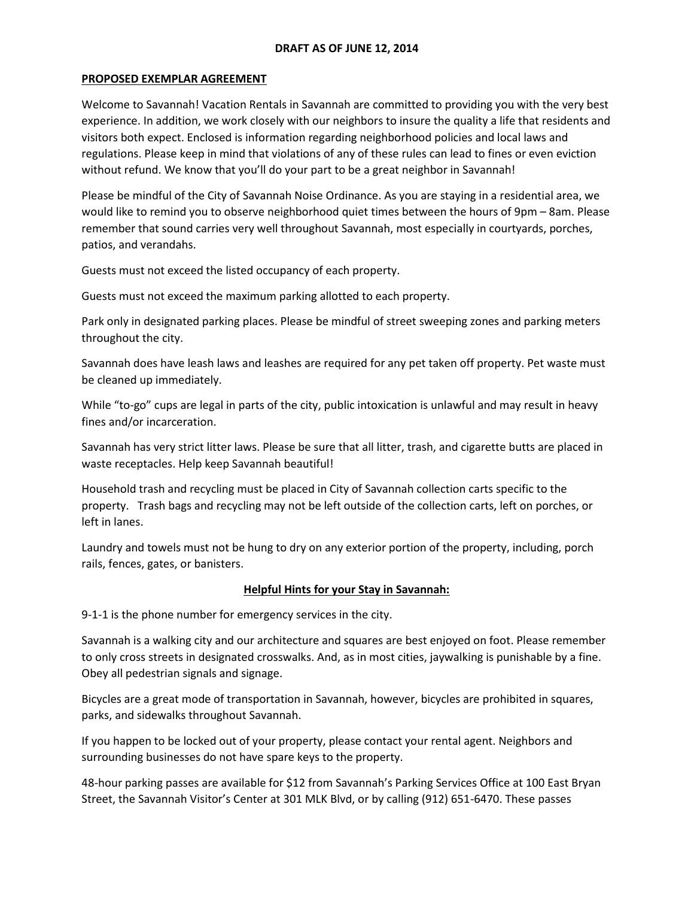**DRAFT AS OF JUNE 12, 2014**

**PROPOSED EXEMPLAR AGREEMENT**

Welcome to Savannah! Vacation Rentals in Savannah are committed to providing you with the very best experience. In addition, we work closely with our neighbors to insure the quality a life that residents and visitors both expect. Enclosed is information regarding neighborhood policies and local laws and regulations. Please keep in mind that violations of any of these rules can lead to fines or even eviction without refund. We know that you'll do your part to be a great neighbor in Savannah!

Please be mindful of the City of Savannah Noise Ordinance. As you are staying in a residential area, we would like to remind you to observe neighborhood quiet times between the hours of 9pm – 8am. Please remember that sound carries very well throughout Savannah, most especially in courtyards, porches, patios, and verandahs.

Guests must not exceed the listed occupancy of each property.

Guests must not exceed the maximum parking allotted to each property.

Park only in designated parking places. Please be mindful of street sweeping zones and parking meters throughout the city.

Savannah does have leash laws and leashes are required for any pet taken off property. Pet waste must be cleaned up immediately.

While "to-go" cups are legal in parts of the city, public intoxication is unlawful and may result in heavy fines and/or incarceration.

Savannah has very strict litter laws. Please be sure that all litter, trash, and cigarette butts are placed in waste receptacles. Help keep Savannah beautiful!

Household trash and recycling must be placed in City of Savannah collection carts specific to the property. Trash bags and recycling may not be left outside of the collection carts, left on porches, or left in lanes.

Laundry and towels must not be hung to dry on any exterior portion of the property, including, porch rails, fences, gates, or banisters.

**Helpful Hints for your Stay in Savannah:**

9-1-1 is the phone number for emergency services in the city.

Savannah is a walking city and our architecture and squares are best enjoyed on foot. Please remember to only cross streets in designated crosswalks. And, as in most cities, jaywalking is punishable by a fine. Obey all pedestrian signals and signage.

Bicycles are a great mode of transportation in Savannah, however, bicycles are prohibited in squares, parks, and sidewalks throughout Savannah.

If you happen to be locked out of your property, please contact your rental agent. Neighbors and surrounding businesses do not have spare keys to the property.

48-hour parking passes are available for $12 from Savannah's Parking Services Office at 100 East Bryan Street, the Savannah Visitor's Center at 301 MLK Blvd, or by calling (912) 651-6470. These passes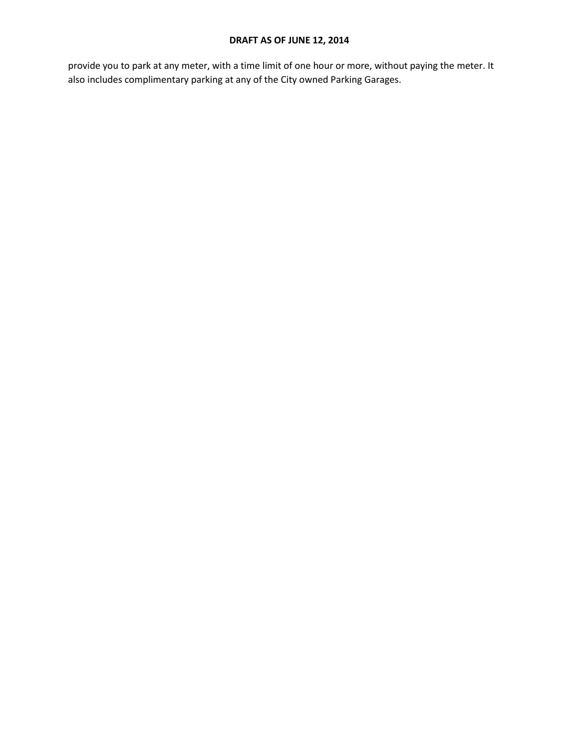provide you to park at any meter, with a time limit of one hour or more, without paying the meter. It also includes complimentary parking at any of the City owned Parking Garages.